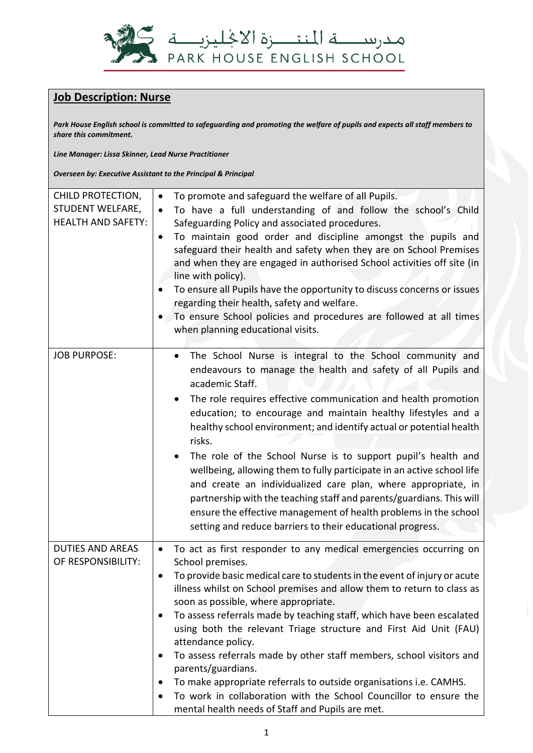مدرســـة المنتـــزة الانجليزيـــة
PARK HOUSE ENGLISH SCHOOL

## Job Description: Nurse

***Park House English school is committed to safeguarding and promoting the welfare of pupils and expects all staff members to share this commitment.***

***Line Manager: Lissa Skinner, Lead Nurse Practitioner***

***Overseen by: Executive Assistant to the Principal & Principal***

| | |
|---|---|
| CHILD PROTECTION, STUDENT WELFARE, HEALTH AND SAFETY: | • To promote and safeguard the welfare of all Pupils.<br>• To have a full understanding of and follow the school's Child Safeguarding Policy and associated procedures.<br>• To maintain good order and discipline amongst the pupils and safeguard their health and safety when they are on School Premises and when they are engaged in authorised School activities off site (in line with policy).<br>• To ensure all Pupils have the opportunity to discuss concerns or issues regarding their health, safety and welfare.<br>• To ensure School policies and procedures are followed at all times when planning educational visits. |
| JOB PURPOSE: | • The School Nurse is integral to the School community and endeavours to manage the health and safety of all Pupils and academic Staff.<br>• The role requires effective communication and health promotion education; to encourage and maintain healthy lifestyles and a healthy school environment; and identify actual or potential health risks.<br>• The role of the School Nurse is to support pupil's health and wellbeing, allowing them to fully participate in an active school life and create an individualized care plan, where appropriate, in partnership with the teaching staff and parents/guardians. This will ensure the effective management of health problems in the school setting and reduce barriers to their educational progress. |
| DUTIES AND AREAS OF RESPONSIBILITY: | • To act as first responder to any medical emergencies occurring on School premises.<br>• To provide basic medical care to students in the event of injury or acute illness whilst on School premises and allow them to return to class as soon as possible, where appropriate.<br>• To assess referrals made by teaching staff, which have been escalated using both the relevant Triage structure and First Aid Unit (FAU) attendance policy.<br>• To assess referrals made by other staff members, school visitors and parents/guardians.<br>• To make appropriate referrals to outside organisations i.e. CAMHS.<br>• To work in collaboration with the School Councillor to ensure the mental health needs of Staff and Pupils are met. |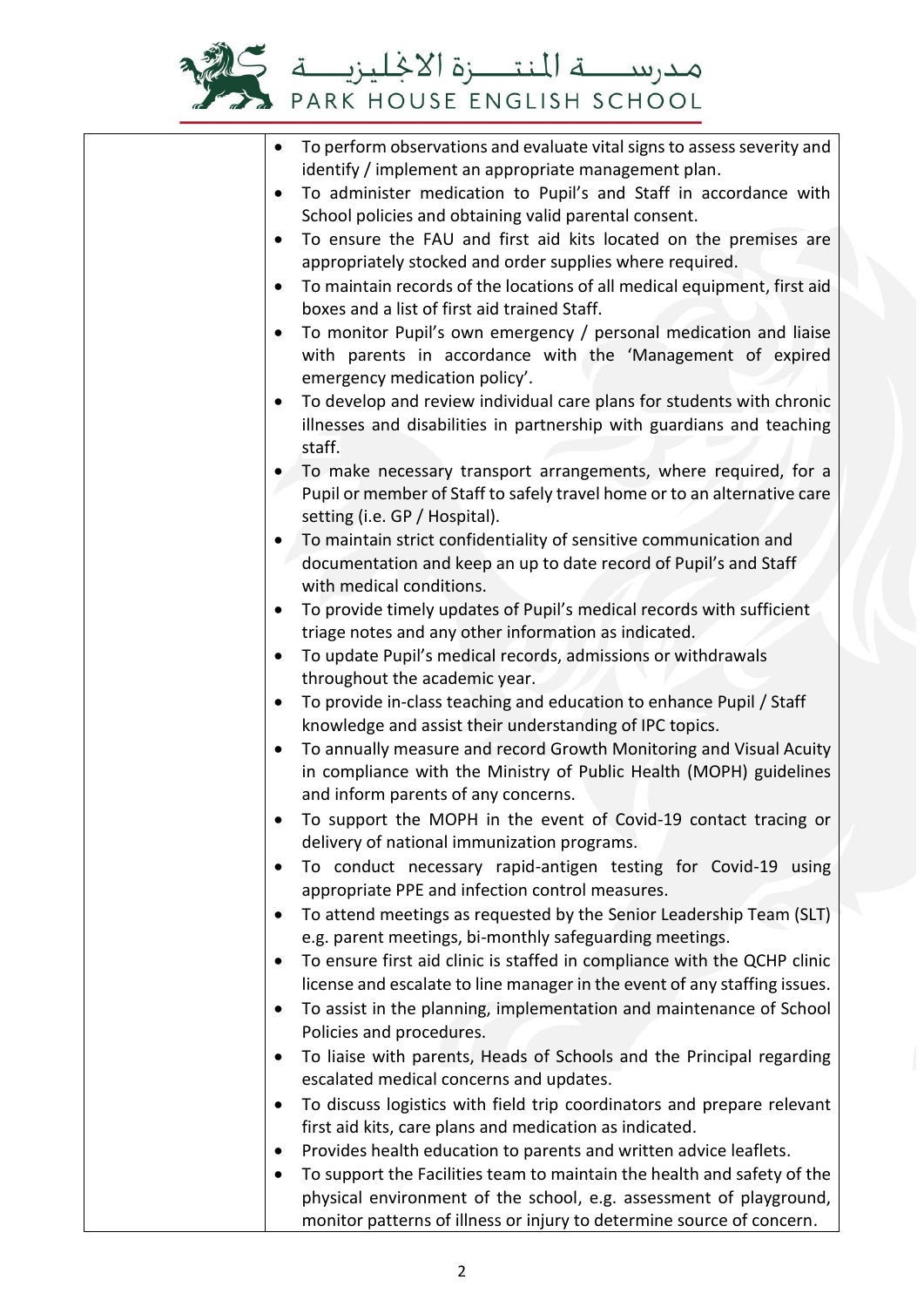| | • To perform observations and evaluate vital signs to assess severity and identify / implement an appropriate management plan.<br>• To administer medication to Pupil's and Staff in accordance with School policies and obtaining valid parental consent.<br>• To ensure the FAU and first aid kits located on the premises are appropriately stocked and order supplies where required.<br>• To maintain records of the locations of all medical equipment, first aid boxes and a list of first aid trained Staff.<br>• To monitor Pupil's own emergency / personal medication and liaise with parents in accordance with the 'Management of expired emergency medication policy'.<br>• To develop and review individual care plans for students with chronic illnesses and disabilities in partnership with guardians and teaching staff.<br>• To make necessary transport arrangements, where required, for a Pupil or member of Staff to safely travel home or to an alternative care setting (i.e. GP / Hospital).<br>• To maintain strict confidentiality of sensitive communication and documentation and keep an up to date record of Pupil's and Staff with medical conditions.<br>• To provide timely updates of Pupil's medical records with sufficient triage notes and any other information as indicated.<br>• To update Pupil's medical records, admissions or withdrawals throughout the academic year.<br>• To provide in-class teaching and education to enhance Pupil / Staff knowledge and assist their understanding of IPC topics.<br>• To annually measure and record Growth Monitoring and Visual Acuity in compliance with the Ministry of Public Health (MOPH) guidelines and inform parents of any concerns.<br>• To support the MOPH in the event of Covid-19 contact tracing or delivery of national immunization programs.<br>• To conduct necessary rapid-antigen testing for Covid-19 using appropriate PPE and infection control measures.<br>• To attend meetings as requested by the Senior Leadership Team (SLT) e.g. parent meetings, bi-monthly safeguarding meetings.<br>• To ensure first aid clinic is staffed in compliance with the QCHP clinic license and escalate to line manager in the event of any staffing issues.<br>• To assist in the planning, implementation and maintenance of School Policies and procedures.<br>• To liaise with parents, Heads of Schools and the Principal regarding escalated medical concerns and updates.<br>• To discuss logistics with field trip coordinators and prepare relevant first aid kits, care plans and medication as indicated.<br>• Provides health education to parents and written advice leaflets.<br>• To support the Facilities team to maintain the health and safety of the physical environment of the school, e.g. assessment of playground, monitor patterns of illness or injury to determine source of concern. |
|---|---|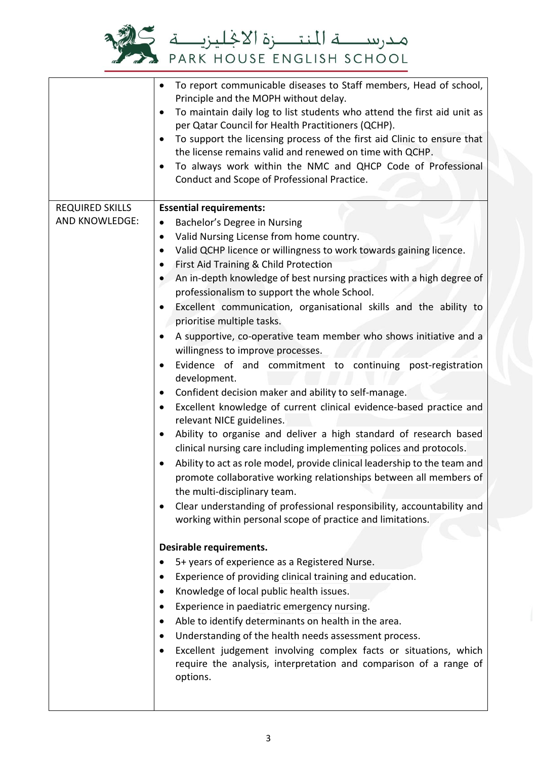| | |
|---|---|
| | • To report communicable diseases to Staff members, Head of school, Principle and the MOPH without delay.<br>• To maintain daily log to list students who attend the first aid unit as per Qatar Council for Health Practitioners (QCHP).<br>• To support the licensing process of the first aid Clinic to ensure that the license remains valid and renewed on time with QCHP.<br>• To always work within the NMC and QHCP Code of Professional Conduct and Scope of Professional Practice. |
| REQUIRED SKILLS AND KNOWLEDGE: | **Essential requirements:**<br>• Bachelor's Degree in Nursing<br>• Valid Nursing License from home country.<br>• Valid QCHP licence or willingness to work towards gaining licence.<br>• First Aid Training & Child Protection<br>• An in-depth knowledge of best nursing practices with a high degree of professionalism to support the whole School.<br>• Excellent communication, organisational skills and the ability to prioritise multiple tasks.<br>• A supportive, co-operative team member who shows initiative and a willingness to improve processes.<br>• Evidence of and commitment to continuing post-registration development.<br>• Confident decision maker and ability to self-manage.<br>• Excellent knowledge of current clinical evidence-based practice and relevant NICE guidelines.<br>• Ability to organise and deliver a high standard of research based clinical nursing care including implementing polices and protocols.<br>• Ability to act as role model, provide clinical leadership to the team and promote collaborative working relationships between all members of the multi-disciplinary team.<br>• Clear understanding of professional responsibility, accountability and working within personal scope of practice and limitations.<br><br>**Desirable requirements.**<br>• 5+ years of experience as a Registered Nurse.<br>• Experience of providing clinical training and education.<br>• Knowledge of local public health issues.<br>• Experience in paediatric emergency nursing.<br>• Able to identify determinants on health in the area.<br>• Understanding of the health needs assessment process.<br>• Excellent judgement involving complex facts or situations, which require the analysis, interpretation and comparison of a range of options. |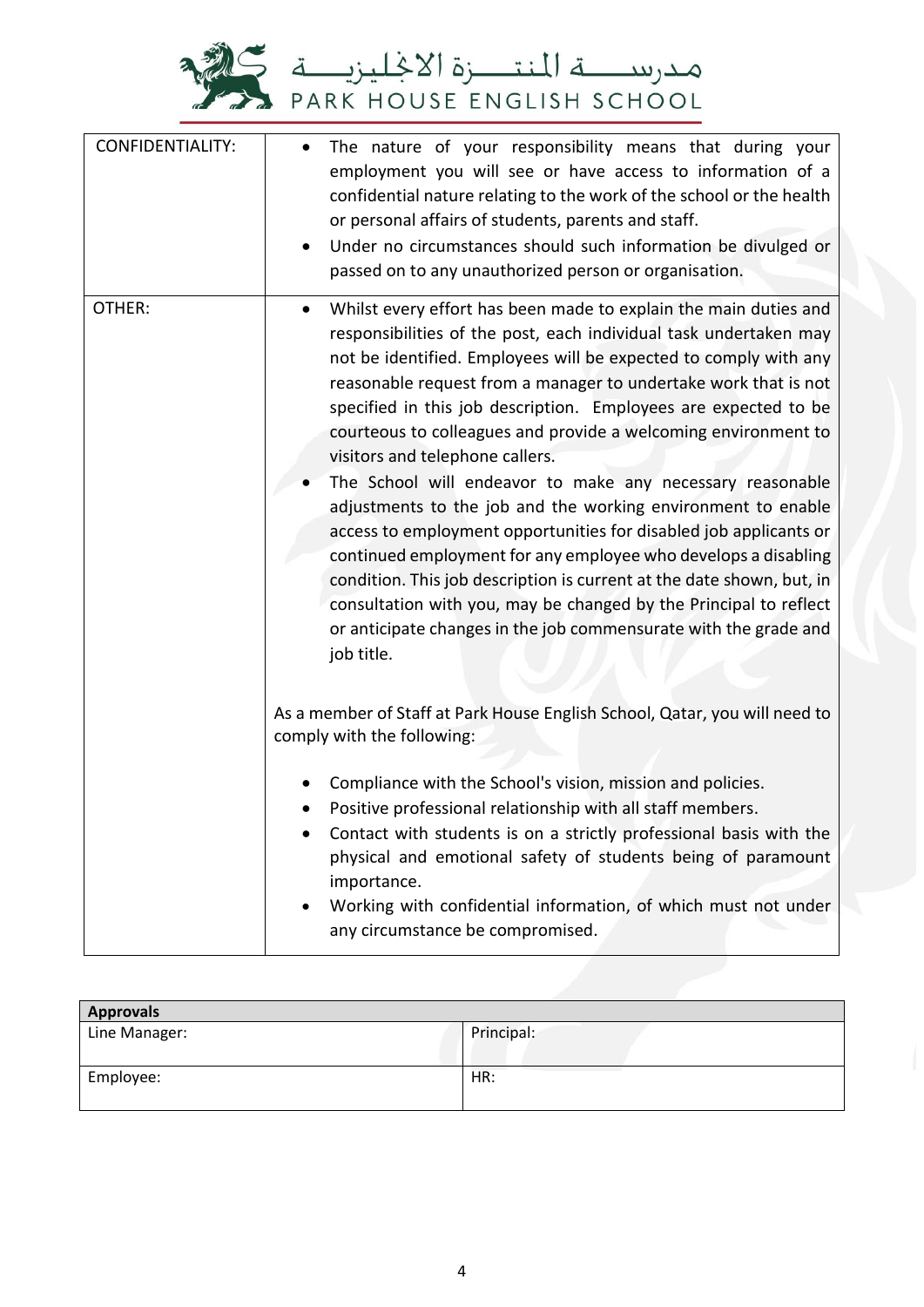| | |
|---|---|
| CONFIDENTIALITY: | • The nature of your responsibility means that during your employment you will see or have access to information of a confidential nature relating to the work of the school or the health or personal affairs of students, parents and staff.<br>• Under no circumstances should such information be divulged or passed on to any unauthorized person or organisation. |
| OTHER: | • Whilst every effort has been made to explain the main duties and responsibilities of the post, each individual task undertaken may not be identified. Employees will be expected to comply with any reasonable request from a manager to undertake work that is not specified in this job description. Employees are expected to be courteous to colleagues and provide a welcoming environment to visitors and telephone callers.<br>• The School will endeavor to make any necessary reasonable adjustments to the job and the working environment to enable access to employment opportunities for disabled job applicants or continued employment for any employee who develops a disabling condition. This job description is current at the date shown, but, in consultation with you, may be changed by the Principal to reflect or anticipate changes in the job commensurate with the grade and job title.<br><br>As a member of Staff at Park House English School, Qatar, you will need to comply with the following:<br><br>• Compliance with the School's vision, mission and policies.<br>• Positive professional relationship with all staff members.<br>• Contact with students is on a strictly professional basis with the physical and emotional safety of students being of paramount importance.<br>• Working with confidential information, of which must not under any circumstance be compromised. |

| **Approvals** | |
|---|---|
| Line Manager: | Principal: |
| Employee: | HR: |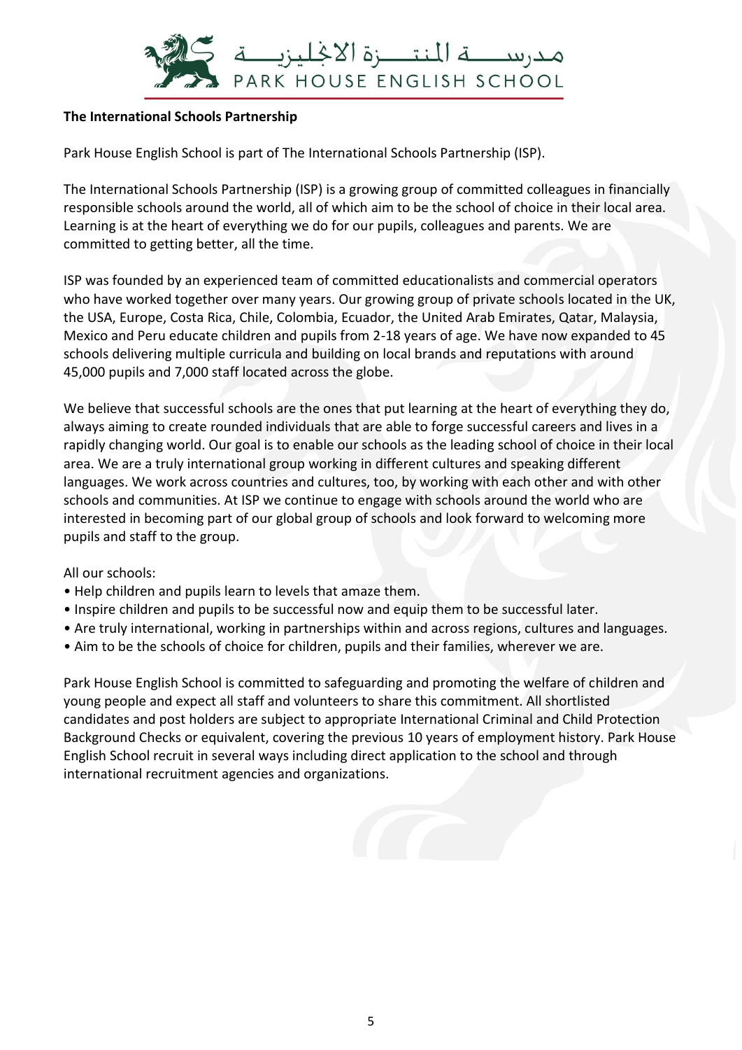**The International Schools Partnership**

Park House English School is part of The International Schools Partnership (ISP).

The International Schools Partnership (ISP) is a growing group of committed colleagues in financially responsible schools around the world, all of which aim to be the school of choice in their local area. Learning is at the heart of everything we do for our pupils, colleagues and parents. We are committed to getting better, all the time.

ISP was founded by an experienced team of committed educationalists and commercial operators who have worked together over many years. Our growing group of private schools located in the UK, the USA, Europe, Costa Rica, Chile, Colombia, Ecuador, the United Arab Emirates, Qatar, Malaysia, Mexico and Peru educate children and pupils from 2-18 years of age. We have now expanded to 45 schools delivering multiple curricula and building on local brands and reputations with around 45,000 pupils and 7,000 staff located across the globe.

We believe that successful schools are the ones that put learning at the heart of everything they do, always aiming to create rounded individuals that are able to forge successful careers and lives in a rapidly changing world. Our goal is to enable our schools as the leading school of choice in their local area. We are a truly international group working in different cultures and speaking different languages. We work across countries and cultures, too, by working with each other and with other schools and communities. At ISP we continue to engage with schools around the world who are interested in becoming part of our global group of schools and look forward to welcoming more pupils and staff to the group.

All our schools:

- Help children and pupils learn to levels that amaze them.
- Inspire children and pupils to be successful now and equip them to be successful later.
- Are truly international, working in partnerships within and across regions, cultures and languages.
- Aim to be the schools of choice for children, pupils and their families, wherever we are.

Park House English School is committed to safeguarding and promoting the welfare of children and young people and expect all staff and volunteers to share this commitment. All shortlisted candidates and post holders are subject to appropriate International Criminal and Child Protection Background Checks or equivalent, covering the previous 10 years of employment history. Park House English School recruit in several ways including direct application to the school and through international recruitment agencies and organizations.